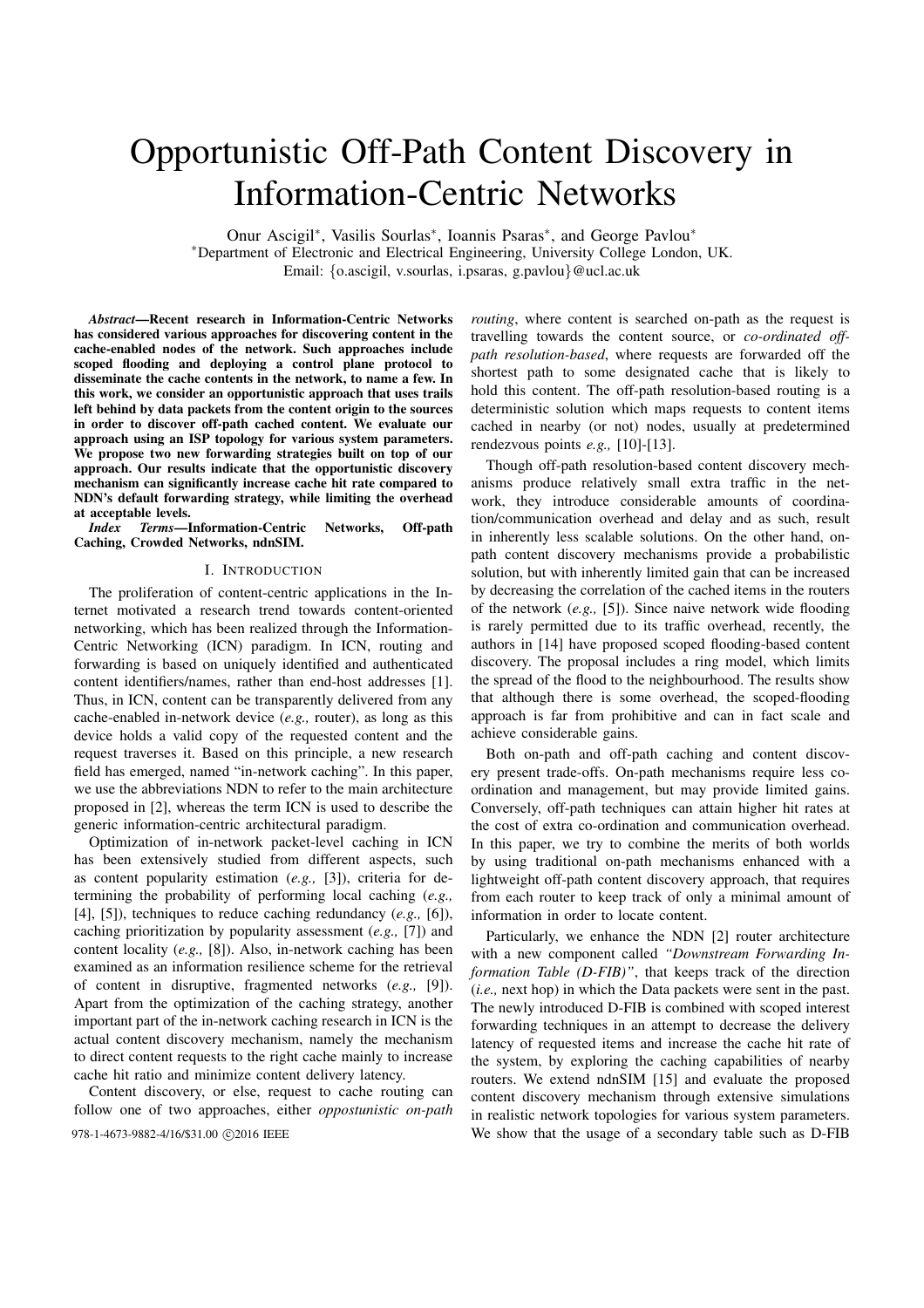# Opportunistic Off-Path Content Discovery in Information-Centric Networks

Onur Ascigil*, Vasilis Sourlas*, Ioannis Psaras*, and George Pavlou*

*Department of Electronic and Electrical Engineering, University College London, UK.

Email: {o.ascigil, v.sourlas, i.psaras, g.pavlou}@ucl.ac.uk

***Abstract*—Recent research in Information-Centric Networks has considered various approaches for discovering content in the cache-enabled nodes of the network. Such approaches include scoped flooding and deploying a control plane protocol to disseminate the cache contents in the network, to name a few. In this work, we consider an opportunistic approach that uses trails left behind by data packets from the content origin to the sources in order to discover off-path cached content. We evaluate our approach using an ISP topology for various system parameters. We propose two new forwarding strategies built on top of our approach. Our results indicate that the opportunistic discovery mechanism can significantly increase cache hit rate compared to NDN's default forwarding strategy, while limiting the overhead at acceptable levels.**

***Index Terms*—Information-Centric Networks, Off-path Caching, Crowded Networks, ndnSIM.**

## I. Introduction

The proliferation of content-centric applications in the Internet motivated a research trend towards content-oriented networking, which has been realized through the Information-Centric Networking (ICN) paradigm. In ICN, routing and forwarding is based on uniquely identified and authenticated content identifiers/names, rather than end-host addresses [1]. Thus, in ICN, content can be transparently delivered from any cache-enabled in-network device (*e.g.,* router), as long as this device holds a valid copy of the requested content and the request traverses it. Based on this principle, a new research field has emerged, named "in-network caching". In this paper, we use the abbreviations NDN to refer to the main architecture proposed in [2], whereas the term ICN is used to describe the generic information-centric architectural paradigm.

Optimization of in-network packet-level caching in ICN has been extensively studied from different aspects, such as content popularity estimation (*e.g.,* [3]), criteria for determining the probability of performing local caching (*e.g.,* [4], [5]), techniques to reduce caching redundancy (*e.g.,* [6]), caching prioritization by popularity assessment (*e.g.,* [7]) and content locality (*e.g.,* [8]). Also, in-network caching has been examined as an information resilience scheme for the retrieval of content in disruptive, fragmented networks (*e.g.,* [9]). Apart from the optimization of the caching strategy, another important part of the in-network caching research in ICN is the actual content discovery mechanism, namely the mechanism to direct content requests to the right cache mainly to increase cache hit ratio and minimize content delivery latency.

Content discovery, or else, request to cache routing can follow one of two approaches, either *oppostunistic on-path routing*, where content is searched on-path as the request is travelling towards the content source, or *co-ordinated off-path resolution-based*, where requests are forwarded off the shortest path to some designated cache that is likely to hold this content. The off-path resolution-based routing is a deterministic solution which maps requests to content items cached in nearby (or not) nodes, usually at predetermined rendezvous points *e.g.,* [10]-[13].

Though off-path resolution-based content discovery mechanisms produce relatively small extra traffic in the network, they introduce considerable amounts of coordination/communication overhead and delay and as such, result in inherently less scalable solutions. On the other hand, on-path content discovery mechanisms provide a probabilistic solution, but with inherently limited gain that can be increased by decreasing the correlation of the cached items in the routers of the network (*e.g.,* [5]). Since naive network wide flooding is rarely permitted due to its traffic overhead, recently, the authors in [14] have proposed scoped flooding-based content discovery. The proposal includes a ring model, which limits the spread of the flood to the neighbourhood. The results show that although there is some overhead, the scoped-flooding approach is far from prohibitive and can in fact scale and achieve considerable gains.

Both on-path and off-path caching and content discovery present trade-offs. On-path mechanisms require less coordination and management, but may provide limited gains. Conversely, off-path techniques can attain higher hit rates at the cost of extra co-ordination and communication overhead. In this paper, we try to combine the merits of both worlds by using traditional on-path mechanisms enhanced with a lightweight off-path content discovery approach, that requires from each router to keep track of only a minimal amount of information in order to locate content.

Particularly, we enhance the NDN [2] router architecture with a new component called *"Downstream Forwarding Information Table (D-FIB)"*, that keeps track of the direction (*i.e.,* next hop) in which the Data packets were sent in the past. The newly introduced D-FIB is combined with scoped interest forwarding techniques in an attempt to decrease the delivery latency of requested items and increase the cache hit rate of the system, by exploring the caching capabilities of nearby routers. We extend ndnSIM [15] and evaluate the proposed content discovery mechanism through extensive simulations in realistic network topologies for various system parameters. We show that the usage of a secondary table such as D-FIB

978-1-4673-9882-4/16/$31.00 ©2016 IEEE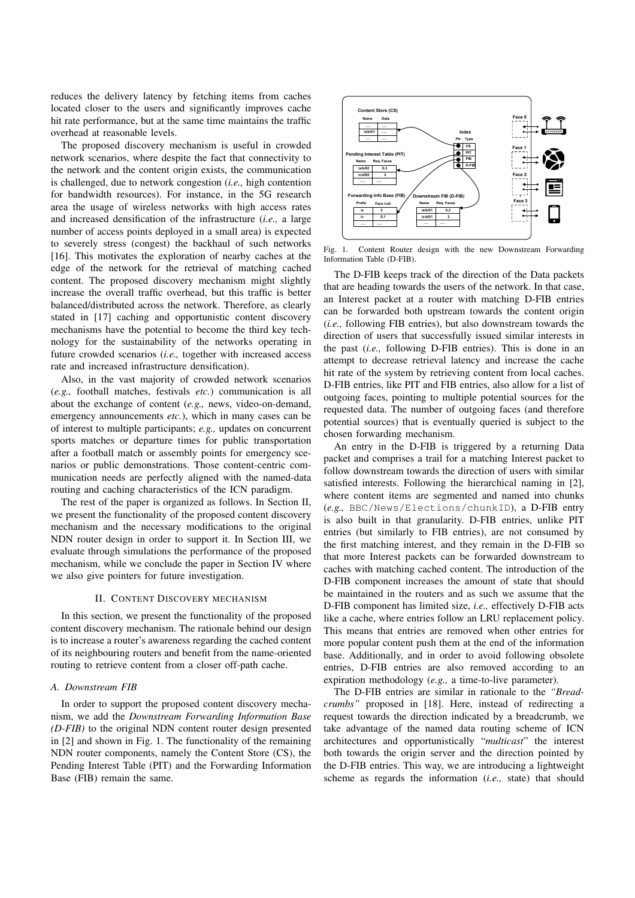reduces the delivery latency by fetching items from caches located closer to the users and significantly improves cache hit rate performance, but at the same time maintains the traffic overhead at reasonable levels.

The proposed discovery mechanism is useful in crowded network scenarios, where despite the fact that connectivity to the network and the content origin exists, the communication is challenged, due to network congestion (*i.e.,* high contention for bandwidth resources). For instance, in the 5G research area the usage of wireless networks with high access rates and increased densification of the infrastructure (*i.e.,* a large number of access points deployed in a small area) is expected to severely stress (congest) the backhaul of such networks [16]. This motivates the exploration of nearby caches at the edge of the network for the retrieval of matching cached content. The proposed discovery mechanism might slightly increase the overall traffic overhead, but this traffic is better balanced/distributed across the network. Therefore, as clearly stated in [17] caching and opportunistic content discovery mechanisms have the potential to become the third key technology for the sustainability of the networks operating in future crowded scenarios (*i.e.,* together with increased access rate and increased infrastructure densification).

Also, in the vast majority of crowded network scenarios (*e.g.,* football matches, festivals *etc.*) communication is all about the exchange of content (*e.g.,* news, video-on-demand, emergency announcements *etc.*), which in many cases can be of interest to multiple participants; *e.g.,* updates on concurrent sports matches or departure times for public transportation after a football match or assembly points for emergency scenarios or public demonstrations. Those content-centric communication needs are perfectly aligned with the named-data routing and caching characteristics of the ICN paradigm.

The rest of the paper is organized as follows. In Section II, we present the functionality of the proposed content discovery mechanism and the necessary modifications to the original NDN router design in order to support it. In Section III, we evaluate through simulations the performance of the proposed mechanism, while we conclude the paper in Section IV where we also give pointers for future investigation.

## II. Content Discovery mechanism

In this section, we present the functionality of the proposed content discovery mechanism. The rationale behind our design is to increase a router's awareness regarding the cached content of its neighbouring routers and benefit from the name-oriented routing to retrieve content from a closer off-path cache.

### A. Downstream FIB

In order to support the proposed content discovery mechanism, we add the *Downstream Forwarding Information Base (D-FIB)* to the original NDN content router design presented in [2] and shown in Fig. 1. The functionality of the remaining NDN router components, namely the Content Store (CS), the Pending Interest Table (PIT) and the Forwarding Information Base (FIB) remain the same.

Content Store (CS)
Name Data
/a/b/01
Pending Interest Table (PIT)
Name Req. Faces
/a/b/02 0,3
/c/d/02 2
Index
Ptr Type
CS
PIT
FIB
D-FIB
Forwarding Info Base (FIB)
Prefix Face List
/a 2
/c 0,1
Downstream FIB (D-FIB)
Name Req. Faces
/a/b/01 0,3
/c/d/01 2
Face 0
Face 1
Face 2
Face 3

Fig. 1. Content Router design with the new Downstream Forwarding Information Table (D-FIB).

The D-FIB keeps track of the direction of the Data packets that are heading towards the users of the network. In that case, an Interest packet at a router with matching D-FIB entries can be forwarded both upstream towards the content origin (*i.e.,* following FIB entries), but also downstream towards the direction of users that successfully issued similar interests in the past (*i.e.,* following D-FIB entries). This is done in an attempt to decrease retrieval latency and increase the cache hit rate of the system by retrieving content from local caches. D-FIB entries, like PIT and FIB entries, also allow for a list of outgoing faces, pointing to multiple potential sources for the requested data. The number of outgoing faces (and therefore potential sources) that is eventually queried is subject to the chosen forwarding mechanism.

An entry in the D-FIB is triggered by a returning Data packet and comprises a trail for a matching Interest packet to follow downstream towards the direction of users with similar satisfied interests. Following the hierarchical naming in [2], where content items are segmented and named into chunks (*e.g.,* `BBC/News/Elections/chunkID`), a D-FIB entry is also built in that granularity. D-FIB entries, unlike PIT entries (but similarly to FIB entries), are not consumed by the first matching interest, and they remain in the D-FIB so that more Interest packets can be forwarded downstream to caches with matching cached content. The introduction of the D-FIB component increases the amount of state that should be maintained in the routers and as such we assume that the D-FIB component has limited size, *i.e.,* effectively D-FIB acts like a cache, where entries follow an LRU replacement policy. This means that entries are removed when other entries for more popular content push them at the end of the information base. Additionally, and in order to avoid following obsolete entries, D-FIB entries are also removed according to an expiration methodology (*e.g.,* a time-to-live parameter).

The D-FIB entries are similar in rationale to the *"Breadcrumbs"* proposed in [18]. Here, instead of redirecting a request towards the direction indicated by a breadcrumb, we take advantage of the named data routing scheme of ICN architectures and opportunistically "*multicast*" the interest both towards the origin server and the direction pointed by the D-FIB entries. This way, we are introducing a lightweight scheme as regards the information (*i.e.,* state) that should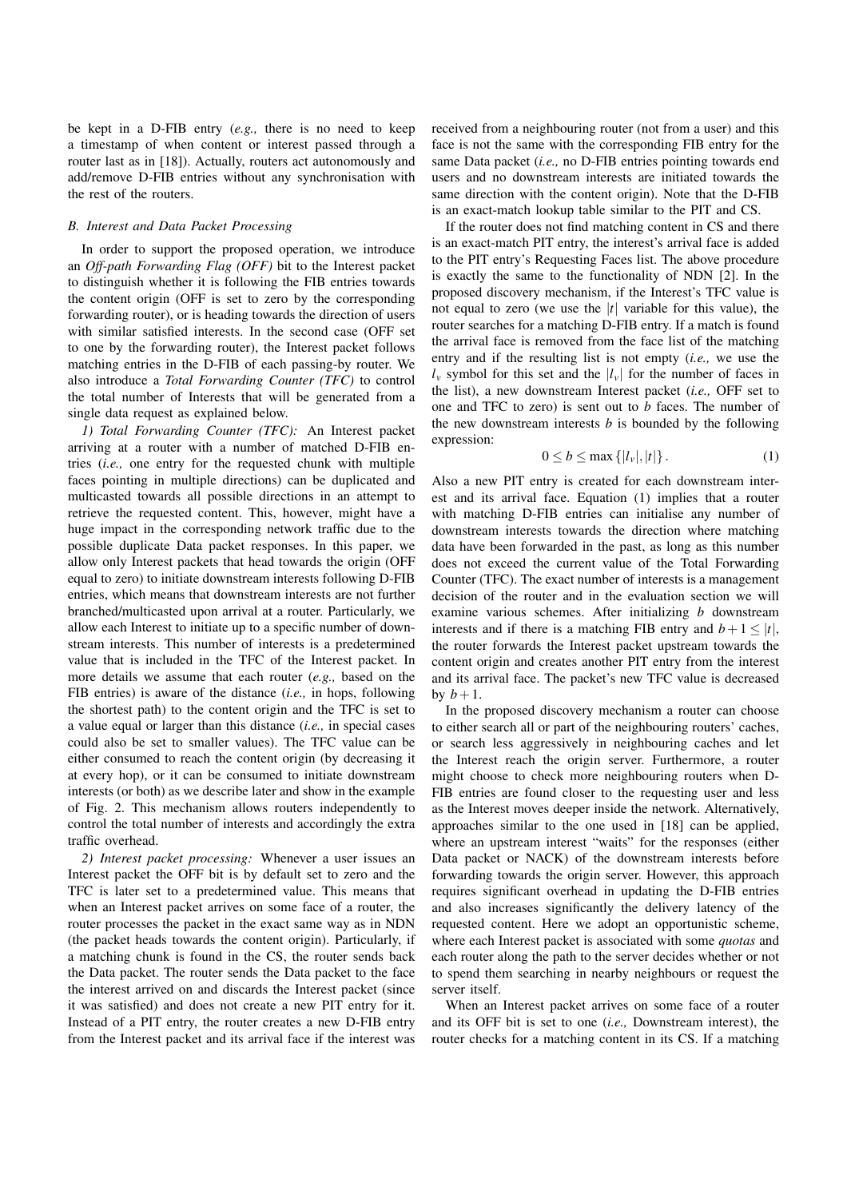be kept in a D-FIB entry (*e.g.,* there is no need to keep a timestamp of when content or interest passed through a router last as in [18]). Actually, routers act autonomously and add/remove D-FIB entries without any synchronisation with the rest of the routers.

### B. Interest and Data Packet Processing

In order to support the proposed operation, we introduce an *Off-path Forwarding Flag (OFF)* bit to the Interest packet to distinguish whether it is following the FIB entries towards the content origin (OFF is set to zero by the corresponding forwarding router), or is heading towards the direction of users with similar satisfied interests. In the second case (OFF set to one by the forwarding router), the Interest packet follows matching entries in the D-FIB of each passing-by router. We also introduce a *Total Forwarding Counter (TFC)* to control the total number of Interests that will be generated from a single data request as explained below.

*1) Total Forwarding Counter (TFC):* An Interest packet arriving at a router with a number of matched D-FIB entries (*i.e.,* one entry for the requested chunk with multiple faces pointing in multiple directions) can be duplicated and multicasted towards all possible directions in an attempt to retrieve the requested content. This, however, might have a huge impact in the corresponding network traffic due to the possible duplicate Data packet responses. In this paper, we allow only Interest packets that head towards the origin (OFF equal to zero) to initiate downstream interests following D-FIB entries, which means that downstream interests are not further branched/multicasted upon arrival at a router. Particularly, we allow each Interest to initiate up to a specific number of downstream interests. This number of interests is a predetermined value that is included in the TFC of the Interest packet. In more details we assume that each router (*e.g.,* based on the FIB entries) is aware of the distance (*i.e.,* in hops, following the shortest path) to the content origin and the TFC is set to a value equal or larger than this distance (*i.e.,* in special cases could also be set to smaller values). The TFC value can be either consumed to reach the content origin (by decreasing it at every hop), or it can be consumed to initiate downstream interests (or both) as we describe later and show in the example of Fig. 2. This mechanism allows routers independently to control the total number of interests and accordingly the extra traffic overhead.

*2) Interest packet processing:* Whenever a user issues an Interest packet the OFF bit is by default set to zero and the TFC is later set to a predetermined value. This means that when an Interest packet arrives on some face of a router, the router processes the packet in the exact same way as in NDN (the packet heads towards the content origin). Particularly, if a matching chunk is found in the CS, the router sends back the Data packet. The router sends the Data packet to the face the interest arrived on and discards the Interest packet (since it was satisfied) and does not create a new PIT entry for it. Instead of a PIT entry, the router creates a new D-FIB entry from the Interest packet and its arrival face if the interest was received from a neighbouring router (not from a user) and this face is not the same with the corresponding FIB entry for the same Data packet (*i.e.,* no D-FIB entries pointing towards end users and no downstream interests are initiated towards the same direction with the content origin). Note that the D-FIB is an exact-match lookup table similar to the PIT and CS.

If the router does not find matching content in CS and there is an exact-match PIT entry, the interest's arrival face is added to the PIT entry's Requesting Faces list. The above procedure is exactly the same to the functionality of NDN [2]. In the proposed discovery mechanism, if the Interest's TFC value is not equal to zero (we use the $|t|$ variable for this value), the router searches for a matching D-FIB entry. If a match is found the arrival face is removed from the face list of the matching entry and if the resulting list is not empty (*i.e.,* we use the $l_v$ symbol for this set and the $|l_v|$ for the number of faces in the list), a new downstream Interest packet (*i.e.,* OFF set to one and TFC to zero) is sent out to $b$ faces. The number of the new downstream interests $b$ is bounded by the following expression:

$$0 \leq b \leq \max\{|l_v|, |t|\}. \tag{1}$$

Also a new PIT entry is created for each downstream interest and its arrival face. Equation (1) implies that a router with matching D-FIB entries can initialise any number of downstream interests towards the direction where matching data have been forwarded in the past, as long as this number does not exceed the current value of the Total Forwarding Counter (TFC). The exact number of interests is a management decision of the router and in the evaluation section we will examine various schemes. After initializing $b$ downstream interests and if there is a matching FIB entry and $b+1 \leq |t|$, the router forwards the Interest packet upstream towards the content origin and creates another PIT entry from the interest and its arrival face. The packet's new TFC value is decreased by $b+1$.

In the proposed discovery mechanism a router can choose to either search all or part of the neighbouring routers' caches, or search less aggressively in neighbouring caches and let the Interest reach the origin server. Furthermore, a router might choose to check more neighbouring routers when D-FIB entries are found closer to the requesting user and less as the Interest moves deeper inside the network. Alternatively, approaches similar to the one used in [18] can be applied, where an upstream interest "waits" for the responses (either Data packet or NACK) of the downstream interests before forwarding towards the origin server. However, this approach requires significant overhead in updating the D-FIB entries and also increases significantly the delivery latency of the requested content. Here we adopt an opportunistic scheme, where each Interest packet is associated with some *quotas* and each router along the path to the server decides whether or not to spend them searching in nearby neighbours or request the server itself.

When an Interest packet arrives on some face of a router and its OFF bit is set to one (*i.e.,* Downstream interest), the router checks for a matching content in its CS. If a matching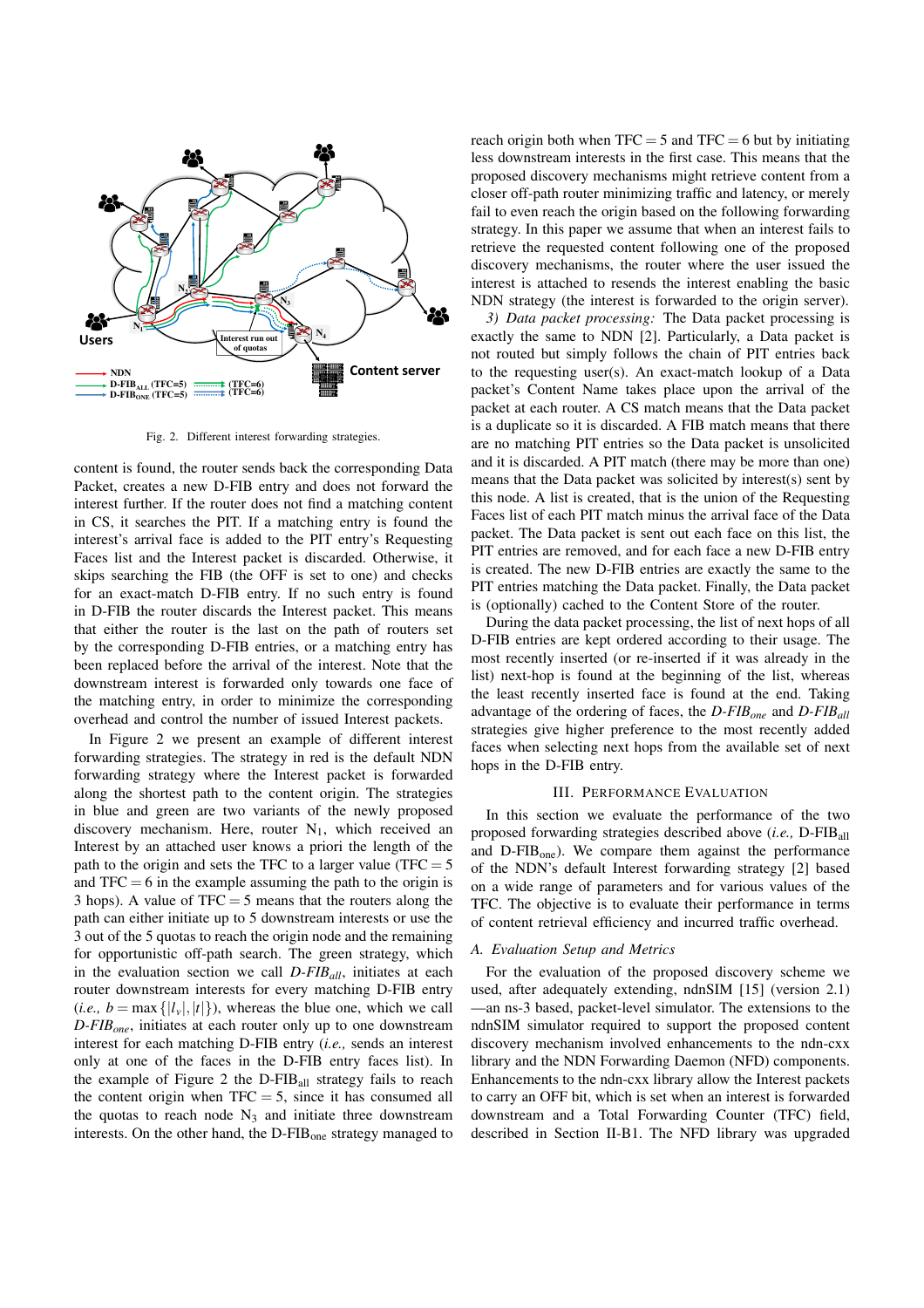Users

Content server

Interest run out of quotas

$N_1$

$N_2$

$N_3$

$N_4$

NDN

D-FIB$_{ALL}$ (TFC=5)

D-FIB$_{ONE}$ (TFC=5)

(TFC=6)

(TFC=6)

Fig. 2. Different interest forwarding strategies.

content is found, the router sends back the corresponding Data Packet, creates a new D-FIB entry and does not forward the interest further. If the router does not find a matching content in CS, it searches the PIT. If a matching entry is found the interest's arrival face is added to the PIT entry's Requesting Faces list and the Interest packet is discarded. Otherwise, it skips searching the FIB (the OFF is set to one) and checks for an exact-match D-FIB entry. If no such entry is found in D-FIB the router discards the Interest packet. This means that either the router is the last on the path of routers set by the corresponding D-FIB entries, or a matching entry has been replaced before the arrival of the interest. Note that the downstream interest is forwarded only towards one face of the matching entry, in order to minimize the corresponding overhead and control the number of issued Interest packets.

In Figure 2 we present an example of different interest forwarding strategies. The strategy in red is the default NDN forwarding strategy where the Interest packet is forwarded along the shortest path to the content origin. The strategies in blue and green are two variants of the newly proposed discovery mechanism. Here, router $N_1$, which received an Interest by an attached user knows a priori the length of the path to the origin and sets the TFC to a larger value (TFC $= 5$ and TFC $= 6$ in the example assuming the path to the origin is 3 hops). A value of TFC $= 5$ means that the routers along the path can either initiate up to 5 downstream interests or use the 3 out of the 5 quotas to reach the origin node and the remaining for opportunistic off-path search. The green strategy, which in the evaluation section we call *D-FIB$_{all}$*, initiates at each router downstream interests for every matching D-FIB entry (*i.e.,* $b = \max\{|l_v|, |t|\}$), whereas the blue one, which we call *D-FIB$_{one}$*, initiates at each router only up to one downstream interest for each matching D-FIB entry (*i.e.,* sends an interest only at one of the faces in the D-FIB entry faces list). In the example of Figure 2 the D-FIB$_{all}$ strategy fails to reach the content origin when TFC $= 5$, since it has consumed all the quotas to reach node $N_3$ and initiate three downstream interests. On the other hand, the D-FIB$_{one}$ strategy managed to reach origin both when TFC $= 5$ and TFC $= 6$ but by initiating less downstream interests in the first case. This means that the proposed discovery mechanisms might retrieve content from a closer off-path router minimizing traffic and latency, or merely fail to even reach the origin based on the following forwarding strategy. In this paper we assume that when an interest fails to retrieve the requested content following one of the proposed discovery mechanisms, the router where the user issued the interest is attached to resends the interest enabling the basic NDN strategy (the interest is forwarded to the origin server).

*3) Data packet processing:* The Data packet processing is exactly the same to NDN [2]. Particularly, a Data packet is not routed but simply follows the chain of PIT entries back to the requesting user(s). An exact-match lookup of a Data packet's Content Name takes place upon the arrival of the packet at each router. A CS match means that the Data packet is a duplicate so it is discarded. A FIB match means that there are no matching PIT entries so the Data packet is unsolicited and it is discarded. A PIT match (there may be more than one) means that the Data packet was solicited by interest(s) sent by this node. A list is created, that is the union of the Requesting Faces list of each PIT match minus the arrival face of the Data packet. The Data packet is sent out each face on this list, the PIT entries are removed, and for each face a new D-FIB entry is created. The new D-FIB entries are exactly the same to the PIT entries matching the Data packet. Finally, the Data packet is (optionally) cached to the Content Store of the router.

During the data packet processing, the list of next hops of all D-FIB entries are kept ordered according to their usage. The most recently inserted (or re-inserted if it was already in the list) next-hop is found at the beginning of the list, whereas the least recently inserted face is found at the end. Taking advantage of the ordering of faces, the *D-FIB$_{one}$* and *D-FIB$_{all}$* strategies give higher preference to the most recently added faces when selecting next hops from the available set of next hops in the D-FIB entry.

## III. Performance Evaluation

In this section we evaluate the performance of the two proposed forwarding strategies described above (*i.e.,* D-FIB$_{all}$ and D-FIB$_{one}$). We compare them against the performance of the NDN's default Interest forwarding strategy [2] based on a wide range of parameters and for various values of the TFC. The objective is to evaluate their performance in terms of content retrieval efficiency and incurred traffic overhead.

### A. Evaluation Setup and Metrics

For the evaluation of the proposed discovery scheme we used, after adequately extending, ndnSIM [15] (version 2.1) —an ns-3 based, packet-level simulator. The extensions to the ndnSIM simulator required to support the proposed content discovery mechanism involved enhancements to the ndn-cxx library and the NDN Forwarding Daemon (NFD) components. Enhancements to the ndn-cxx library allow the Interest packets to carry an OFF bit, which is set when an interest is forwarded downstream and a Total Forwarding Counter (TFC) field, described in Section II-B1. The NFD library was upgraded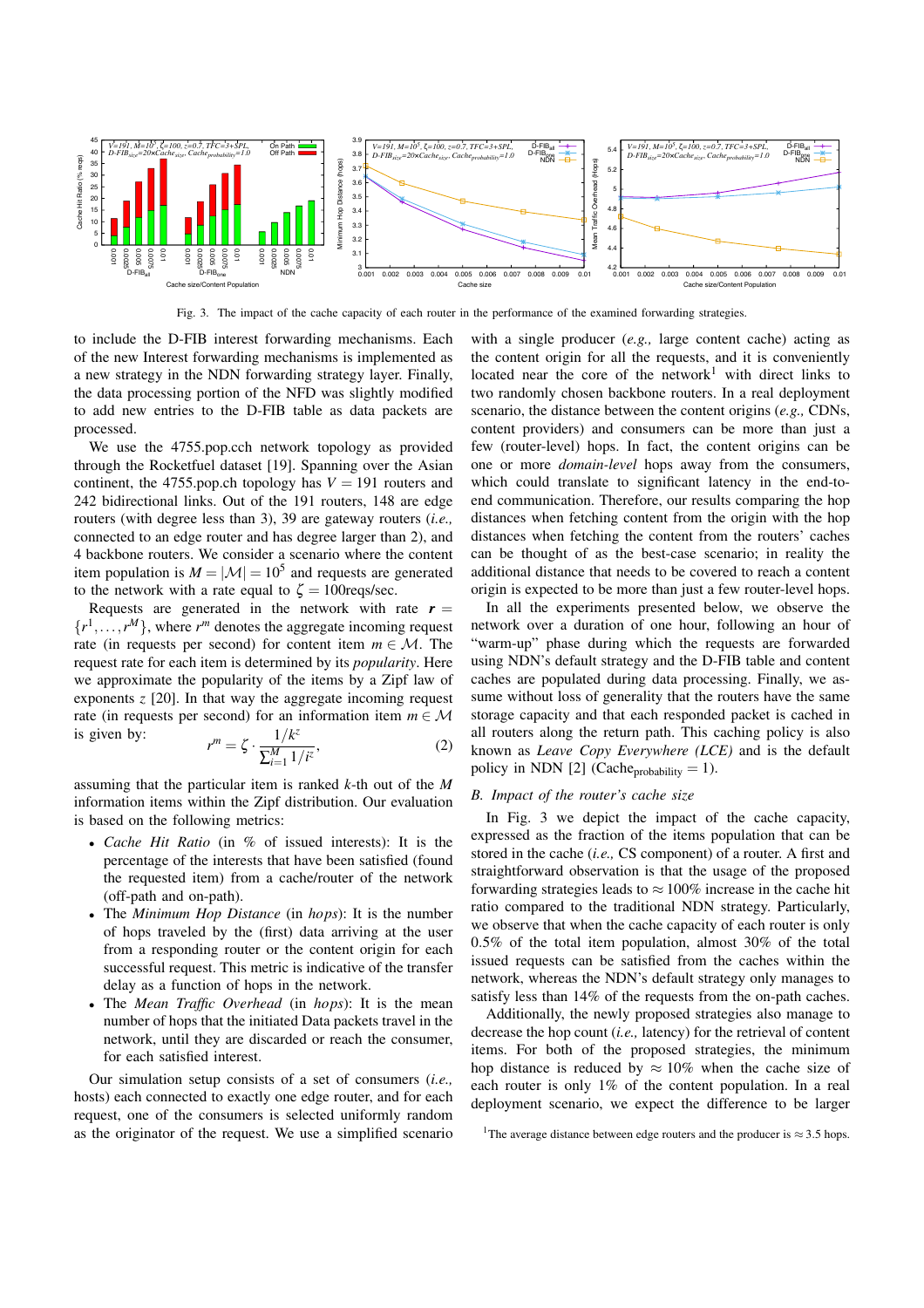V=191, M=10^5, ζ=100, z=0.7, TFC=3+SPL, D-FIB_size=20×Cache_size, Cache_probability=1.0

On Path
Off Path

Cache Hit Ratio (% reqs)

0.001 0.0025 0.005 0.0075 0.01
D-FIB_all D-FIB_one NDN

Cache size/Content Population

Minimum Hop Distance (hops)

D-FIB_all
D-FIB_one
NDN

Cache size

Mean Traffic Overhead (Hops)

Cache size/Content Population

Fig. 3. The impact of the cache capacity of each router in the performance of the examined forwarding strategies.

to include the D-FIB interest forwarding mechanisms. Each of the new Interest forwarding mechanisms is implemented as a new strategy in the NDN forwarding strategy layer. Finally, the data processing portion of the NFD was slightly modified to add new entries to the D-FIB table as data packets are processed.

We use the 4755.pop.cch network topology as provided through the Rocketfuel dataset [19]. Spanning over the Asian continent, the 4755.pop.ch topology has $V = 191$ routers and 242 bidirectional links. Out of the 191 routers, 148 are edge routers (with degree less than 3), 39 are gateway routers (*i.e.,* connected to an edge router and has degree larger than 2), and 4 backbone routers. We consider a scenario where the content item population is $M = |\mathcal{M}| = 10^5$ and requests are generated to the network with a rate equal to $\zeta = 100$reqs/sec.

Requests are generated in the network with rate $\boldsymbol{r} = \{r^1, \dots, r^M\}$, where $r^m$ denotes the aggregate incoming request rate (in requests per second) for content item $m \in \mathcal{M}$. The request rate for each item is determined by its *popularity*. Here we approximate the popularity of the items by a Zipf law of exponents $z$ [20]. In that way the aggregate incoming request rate (in requests per second) for an information item $m \in \mathcal{M}$ is given by:

$$r^m = \zeta \cdot \frac{1/k^z}{\sum_{i=1}^{M} 1/i^z}, \tag{2}$$

assuming that the particular item is ranked $k$-th out of the $M$ information items within the Zipf distribution. Our evaluation is based on the following metrics:

- *Cache Hit Ratio* (in % of issued interests): It is the percentage of the interests that have been satisfied (found the requested item) from a cache/router of the network (off-path and on-path).
- The *Minimum Hop Distance* (in *hops*): It is the number of hops traveled by the (first) data arriving at the user from a responding router or the content origin for each successful request. This metric is indicative of the transfer delay as a function of hops in the network.
- The *Mean Traffic Overhead* (in *hops*): It is the mean number of hops that the initiated Data packets travel in the network, until they are discarded or reach the consumer, for each satisfied interest.

Our simulation setup consists of a set of consumers (*i.e.,* hosts) each connected to exactly one edge router, and for each request, one of the consumers is selected uniformly random as the originator of the request. We use a simplified scenario with a single producer (*e.g.,* large content cache) acting as the content origin for all the requests, and it is conveniently located near the core of the network[1] with direct links to two randomly chosen backbone routers. In a real deployment scenario, the distance between the content origins (*e.g.,* CDNs, content providers) and consumers can be more than just a few (router-level) hops. In fact, the content origins can be one or more *domain-level* hops away from the consumers, which could translate to significant latency in the end-to-end communication. Therefore, our results comparing the hop distances when fetching content from the origin with the hop distances when fetching the content from the routers' caches can be thought of as the best-case scenario; in reality the additional distance that needs to be covered to reach a content origin is expected to be more than just a few router-level hops.

In all the experiments presented below, we observe the network over a duration of one hour, following an hour of "warm-up" phase during which the requests are forwarded using NDN's default strategy and the D-FIB table and content caches are populated during data processing. Finally, we assume without loss of generality that the routers have the same storage capacity and that each responded packet is cached in all routers along the return path. This caching policy is also known as *Leave Copy Everywhere (LCE)* and is the default policy in NDN [2] ($\text{Cache}_{\text{probability}} = 1$).

### B. Impact of the router's cache size

In Fig. 3 we depict the impact of the cache capacity, expressed as the fraction of the items population that can be stored in the cache (*i.e.,* CS component) of a router. A first and straightforward observation is that the usage of the proposed forwarding strategies leads to $\approx 100\%$ increase in the cache hit ratio compared to the traditional NDN strategy. Particularly, we observe that when the cache capacity of each router is only 0.5% of the total item population, almost 30% of the total issued requests can be satisfied from the caches within the network, whereas the NDN's default strategy only manages to satisfy less than 14% of the requests from the on-path caches.

Additionally, the newly proposed strategies also manage to decrease the hop count (*i.e.,* latency) for the retrieval of content items. For both of the proposed strategies, the minimum hop distance is reduced by $\approx 10\%$ when the cache size of each router is only 1% of the content population. In a real deployment scenario, we expect the difference to be larger

[1] The average distance between edge routers and the producer is $\approx 3.5$ hops.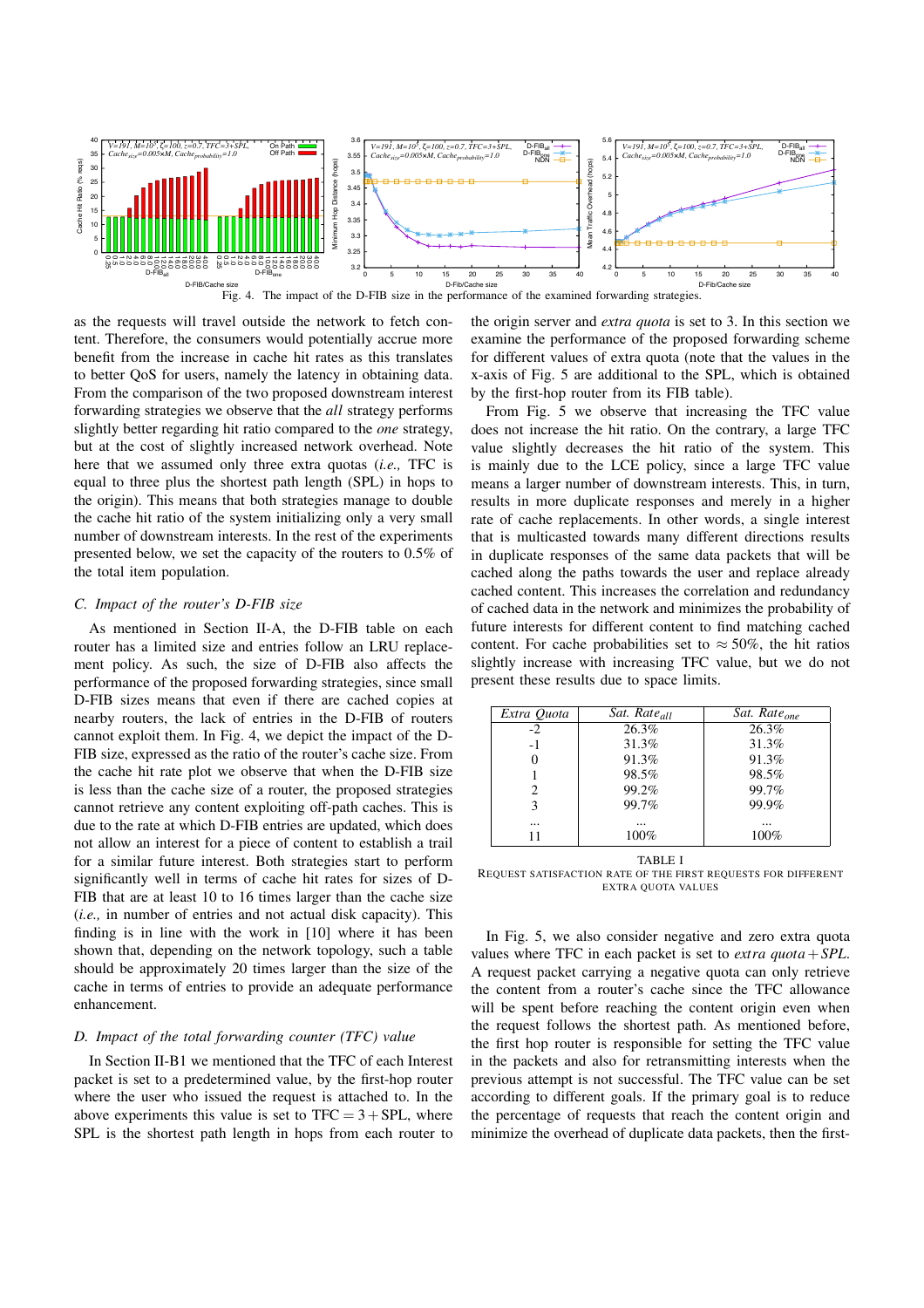Fig. 4. The impact of the D-FIB size in the performance of the examined forwarding strategies.

as the requests will travel outside the network to fetch content. Therefore, the consumers would potentially accrue more benefit from the increase in cache hit rates as this translates to better QoS for users, namely the latency in obtaining data. From the comparison of the two proposed downstream interest forwarding strategies we observe that the *all* strategy performs slightly better regarding hit ratio compared to the *one* strategy, but at the cost of slightly increased network overhead. Note here that we assumed only three extra quotas (*i.e.,* TFC is equal to three plus the shortest path length (SPL) in hops to the origin). This means that both strategies manage to double the cache hit ratio of the system initializing only a very small number of downstream interests. In the rest of the experiments presented below, we set the capacity of the routers to 0.5% of the total item population.

### C. Impact of the router's D-FIB size

As mentioned in Section II-A, the D-FIB table on each router has a limited size and entries follow an LRU replacement policy. As such, the size of D-FIB also affects the performance of the proposed forwarding strategies, since small D-FIB sizes means that even if there are cached copies at nearby routers, the lack of entries in the D-FIB of routers cannot exploit them. In Fig. 4, we depict the impact of the D-FIB size, expressed as the ratio of the router's cache size. From the cache hit rate plot we observe that when the D-FIB size is less than the cache size of a router, the proposed strategies cannot retrieve any content exploiting off-path caches. This is due to the rate at which D-FIB entries are updated, which does not allow an interest for a piece of content to establish a trail for a similar future interest. Both strategies start to perform significantly well in terms of cache hit rates for sizes of D-FIB that are at least 10 to 16 times larger than the cache size (*i.e.,* in number of entries and not actual disk capacity). This finding is in line with the work in [10] where it has been shown that, depending on the network topology, such a table should be approximately 20 times larger than the size of the cache in terms of entries to provide an adequate performance enhancement.

### D. Impact of the total forwarding counter (TFC) value

In Section II-B1 we mentioned that the TFC of each Interest packet is set to a predetermined value, by the first-hop router where the user who issued the request is attached to. In the above experiments this value is set to $\text{TFC} = 3 + \text{SPL}$, where SPL is the shortest path length in hops from each router to the origin server and *extra quota* is set to 3. In this section we examine the performance of the proposed forwarding scheme for different values of extra quota (note that the values in the x-axis of Fig. 5 are additional to the SPL, which is obtained by the first-hop router from its FIB table).

From Fig. 5 we observe that increasing the TFC value does not increase the hit ratio. On the contrary, a large TFC value slightly decreases the hit ratio of the system. This is mainly due to the LCE policy, since a large TFC value means a larger number of downstream interests. This, in turn, results in more duplicate responses and merely in a higher rate of cache replacements. In other words, a single interest that is multicasted towards many different directions results in duplicate responses of the same data packets that will be cached along the paths towards the user and replace already cached content. This increases the correlation and redundancy of cached data in the network and minimizes the probability of future interests for different content to find matching cached content. For cache probabilities set to $\approx 50\%$, the hit ratios slightly increase with increasing TFC value, but we do not present these results due to space limits.

| *Extra Quota* | *Sat. Rate$_{all}$* | *Sat. Rate$_{one}$* |
|---|---|---|
| -2 | 26.3% | 26.3% |
| -1 | 31.3% | 31.3% |
| 0 | 91.3% | 91.3% |
| 1 | 98.5% | 98.5% |
| 2 | 99.2% | 99.7% |
| 3 | 99.7% | 99.9% |
| ... | ... | ... |
| 11 | 100% | 100% |

TABLE I
REQUEST SATISFACTION RATE OF THE FIRST REQUESTS FOR DIFFERENT EXTRA QUOTA VALUES

In Fig. 5, we also consider negative and zero extra quota values where TFC in each packet is set to $extra\ quota + SPL$. A request packet carrying a negative quota can only retrieve the content from a router's cache since the TFC allowance will be spent before reaching the content origin even when the request follows the shortest path. As mentioned before, the first hop router is responsible for setting the TFC value in the packets and also for retransmitting interests when the previous attempt is not successful. The TFC value can be set according to different goals. If the primary goal is to reduce the percentage of requests that reach the content origin and minimize the overhead of duplicate data packets, then the first-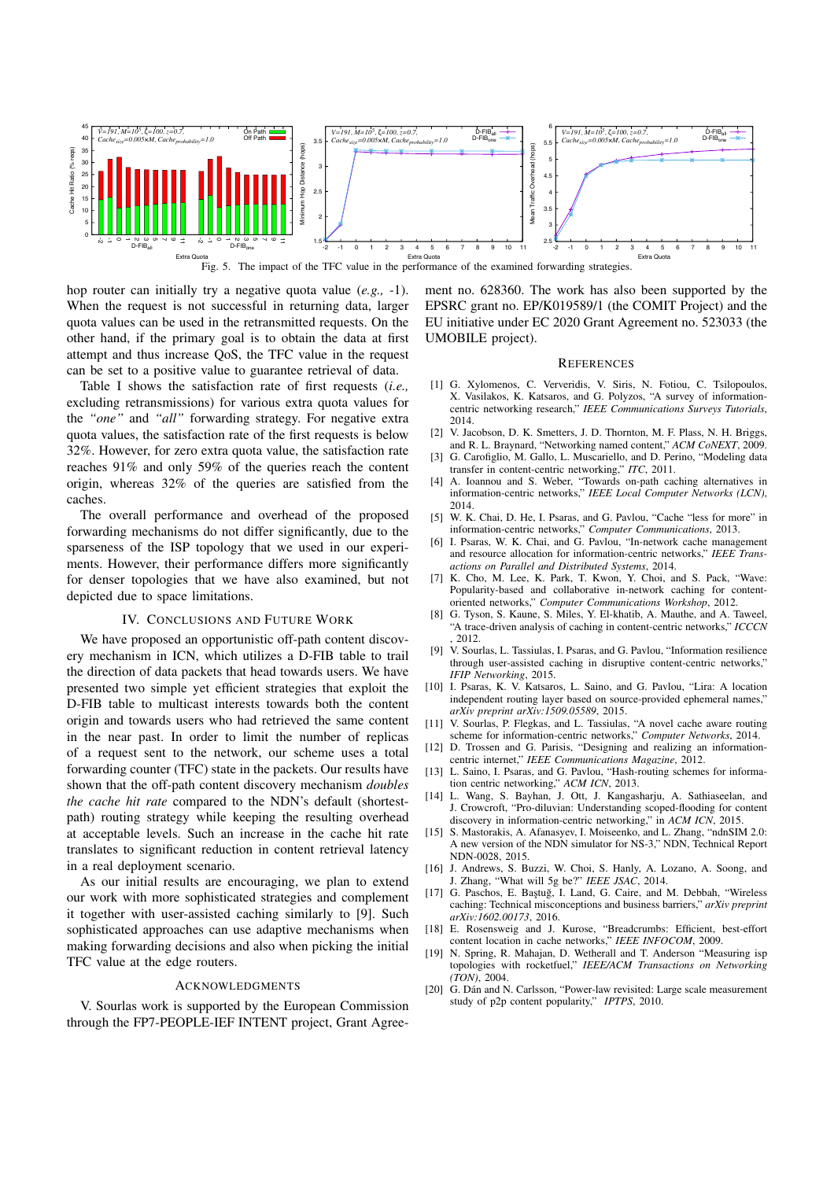V=191, M=10^5, ζ=100, z=0.7,
Cache_size=0.005×M, Cache_probability=1.0

On Path
Off Path

Cache Hit Ratio (% reqs)

45 40 35 30 25 20 15 10 5 0

-2 -1 0 1 2 3 5 7 9 11 -2 -1 0 1 2 3 5 7 9 11

D-FIB_all D-FIB_one

Extra Quota

V=191, M=10^5, ζ=100, z=0.7,
Cache_size=0.005×M, Cache_probability=1.0

D-FIB_all
D-FIB_one

Minimum Hop Distance (hops)

3.5 3 2.5 2 1.5

-2 -1 0 1 2 3 4 5 6 7 8 9 10 11

Extra Quota

V=191, M=10^5, ζ=100, z=0.7,
Cache_size=0.005×M, Cache_probability=1.0

D-FIB_all
D-FIB_one

Mean Traffic Overhead (hops)

6 5.5 5 4.5 4 3.5 3 2.5

-2 -1 0 1 2 3 4 5 6 7 8 9 10 11

Extra Quota

Fig. 5. The impact of the TFC value in the performance of the examined forwarding strategies.

hop router can initially try a negative quota value (*e.g.,* -1). When the request is not successful in returning data, larger quota values can be used in the retransmitted requests. On the other hand, if the primary goal is to obtain the data at first attempt and thus increase QoS, the TFC value in the request can be set to a positive value to guarantee retrieval of data.

Table I shows the satisfaction rate of first requests (*i.e.,* excluding retransmissions) for various extra quota values for the *"one"* and *"all"* forwarding strategy. For negative extra quota values, the satisfaction rate of the first requests is below 32%. However, for zero extra quota value, the satisfaction rate reaches 91% and only 59% of the queries reach the content origin, whereas 32% of the queries are satisfied from the caches.

The overall performance and overhead of the proposed forwarding mechanisms do not differ significantly, due to the sparseness of the ISP topology that we used in our experiments. However, their performance differs more significantly for denser topologies that we have also examined, but not depicted due to space limitations.

## IV. Conclusions and Future Work

We have proposed an opportunistic off-path content discovery mechanism in ICN, which utilizes a D-FIB table to trail the direction of data packets that head towards users. We have presented two simple yet efficient strategies that exploit the D-FIB table to multicast interests towards both the content origin and towards users who had retrieved the same content in the near past. In order to limit the number of replicas of a request sent to the network, our scheme uses a total forwarding counter (TFC) state in the packets. Our results have shown that the off-path content discovery mechanism *doubles the cache hit rate* compared to the NDN's default (shortest-path) routing strategy while keeping the resulting overhead at acceptable levels. Such an increase in the cache hit rate translates to significant reduction in content retrieval latency in a real deployment scenario.

As our initial results are encouraging, we plan to extend our work with more sophisticated strategies and complement it together with user-assisted caching similarly to [9]. Such sophisticated approaches can use adaptive mechanisms when making forwarding decisions and also when picking the initial TFC value at the edge routers.

## Acknowledgments

V. Sourlas work is supported by the European Commission through the FP7-PEOPLE-IEF INTENT project, Grant Agreement no. 628360. The work has also been supported by the EPSRC grant no. EP/K019589/1 (the COMIT Project) and the EU initiative under EC 2020 Grant Agreement no. 523033 (the UMOBILE project).

## References

[1] G. Xylomenos, C. Ververidis, V. Siris, N. Fotiou, C. Tsilopoulos, X. Vasilakos, K. Katsaros, and G. Polyzos, "A survey of information-centric networking research," *IEEE Communications Surveys Tutorials*, 2014.

[2] V. Jacobson, D. K. Smetters, J. D. Thornton, M. F. Plass, N. H. Briggs, and R. L. Braynard, "Networking named content," *ACM CoNEXT*, 2009.

[3] G. Carofiglio, M. Gallo, L. Muscariello, and D. Perino, "Modeling data transfer in content-centric networking," *ITC*, 2011.

[4] A. Ioannou and S. Weber, "Towards on-path caching alternatives in information-centric networks," *IEEE Local Computer Networks (LCN)*, 2014.

[5] W. K. Chai, D. He, I. Psaras, and G. Pavlou, "Cache "less for more" in information-centric networks," *Computer Communications*, 2013.

[6] I. Psaras, W. K. Chai, and G. Pavlou, "In-network cache management and resource allocation for information-centric networks," *IEEE Transactions on Parallel and Distributed Systems*, 2014.

[7] K. Cho, M. Lee, K. Park, T. Kwon, Y. Choi, and S. Pack, "Wave: Popularity-based and collaborative in-network caching for content-oriented networks," *Computer Communications Workshop*, 2012.

[8] G. Tyson, S. Kaune, S. Miles, Y. El-khatib, A. Mauthe, and A. Taweel, "A trace-driven analysis of caching in content-centric networks," *ICCCN* , 2012.

[9] V. Sourlas, L. Tassiulas, I. Psaras, and G. Pavlou, "Information resilience through user-assisted caching in disruptive content-centric networks," *IFIP Networking*, 2015.

[10] I. Psaras, K. V. Katsaros, L. Saino, and G. Pavlou, "Lira: A location independent routing layer based on source-provided ephemeral names," *arXiv preprint arXiv:1509.05589*, 2015.

[11] V. Sourlas, P. Flegkas, and L. Tassiulas, "A novel cache aware routing scheme for information-centric networks," *Computer Networks*, 2014.

[12] D. Trossen and G. Parisis, "Designing and realizing an information-centric internet," *IEEE Communications Magazine*, 2012.

[13] L. Saino, I. Psaras, and G. Pavlou, "Hash-routing schemes for information centric networking," *ACM ICN*, 2013.

[14] L. Wang, S. Bayhan, J. Ott, J. Kangasharju, A. Sathiaseelan, and J. Crowcroft, "Pro-diluvian: Understanding scoped-flooding for content discovery in information-centric networking," in *ACM ICN*, 2015.

[15] S. Mastorakis, A. Afanasyev, I. Moiseenko, and L. Zhang, "ndnSIM 2.0: A new version of the NDN simulator for NS-3," NDN, Technical Report NDN-0028, 2015.

[16] J. Andrews, S. Buzzi, W. Choi, S. Hanly, A. Lozano, A. Soong, and J. Zhang, "What will 5g be?" *IEEE JSAC*, 2014.

[17] G. Paschos, E. Baştuğ, I. Land, G. Caire, and M. Debbah, "Wireless caching: Technical misconceptions and business barriers," *arXiv preprint arXiv:1602.00173*, 2016.

[18] E. Rosensweig and J. Kurose, "Breadcrumbs: Efficient, best-effort content location in cache networks," *IEEE INFOCOM*, 2009.

[19] N. Spring, R. Mahajan, D. Wetherall and T. Anderson "Measuring isp topologies with rocketfuel," *IEEE/ACM Transactions on Networking (TON)*, 2004.

[20] G. Dán and N. Carlsson, "Power-law revisited: Large scale measurement study of p2p content popularity," *IPTPS*, 2010.